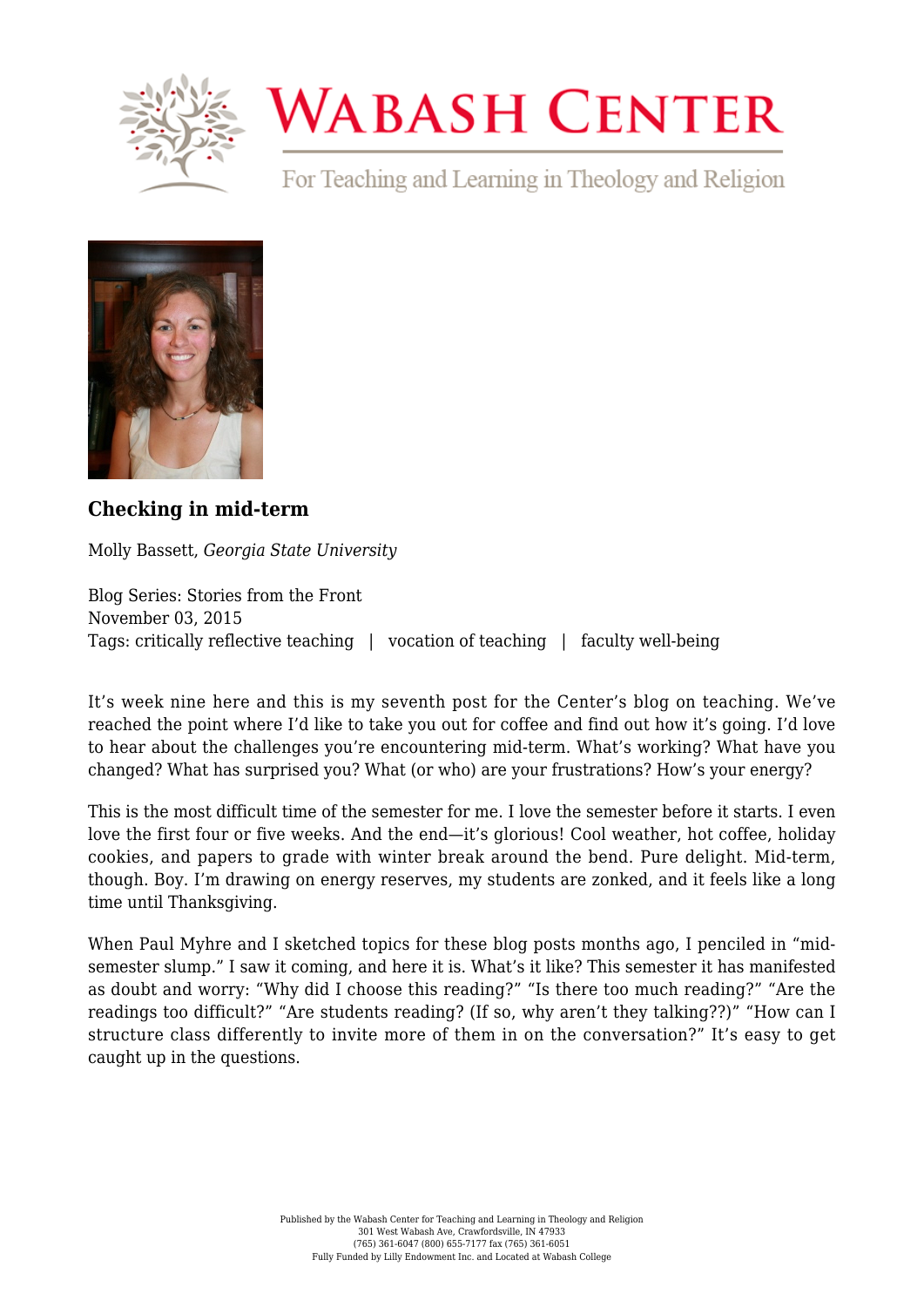# Wabash Center

For Teaching and Learning in Theology and Religion

### Checking in mid-term

Molly Bassett, *Georgia State University*

Blog Series: Stories from the Front
November 03, 2015
Tags: critically reflective teaching | vocation of teaching | faculty well-being

It's week nine here and this is my seventh post for the Center's blog on teaching. We've reached the point where I'd like to take you out for coffee and find out how it's going. I'd love to hear about the challenges you're encountering mid-term. What's working? What have you changed? What has surprised you? What (or who) are your frustrations? How's your energy?

This is the most difficult time of the semester for me. I love the semester before it starts. I even love the first four or five weeks. And the end—it's glorious! Cool weather, hot coffee, holiday cookies, and papers to grade with winter break around the bend. Pure delight. Mid-term, though. Boy. I'm drawing on energy reserves, my students are zonked, and it feels like a long time until Thanksgiving.

When Paul Myhre and I sketched topics for these blog posts months ago, I penciled in "mid-semester slump." I saw it coming, and here it is. What's it like? This semester it has manifested as doubt and worry: "Why did I choose this reading?" "Is there too much reading?" "Are the readings too difficult?" "Are students reading? (If so, why aren't they talking??)" "How can I structure class differently to invite more of them in on the conversation?" It's easy to get caught up in the questions.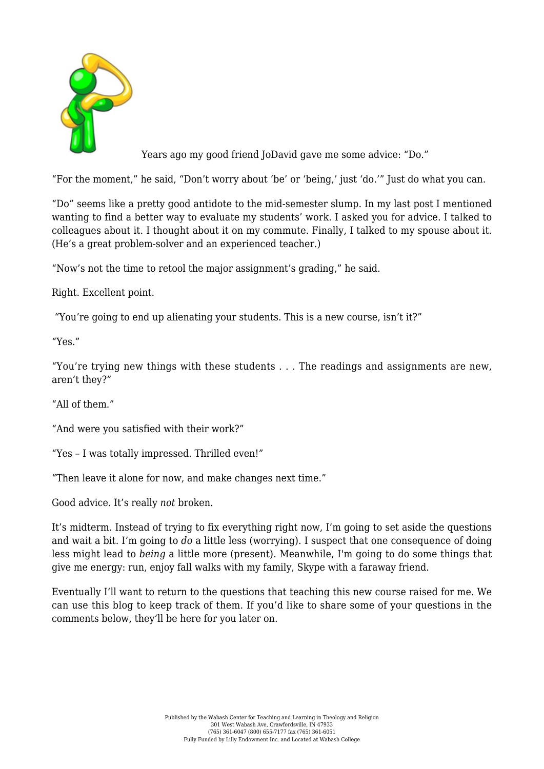Years ago my good friend JoDavid gave me some advice: “Do.”

“For the moment,” he said, “Don’t worry about ‘be’ or ‘being,’ just ‘do.’” Just do what you can.

“Do” seems like a pretty good antidote to the mid-semester slump. In my last post I mentioned wanting to find a better way to evaluate my students’ work. I asked you for advice. I talked to colleagues about it. I thought about it on my commute. Finally, I talked to my spouse about it. (He’s a great problem-solver and an experienced teacher.)

“Now’s not the time to retool the major assignment’s grading,” he said.

Right. Excellent point.

“You’re going to end up alienating your students. This is a new course, isn’t it?”

“Yes.”

“You’re trying new things with these students . . . The readings and assignments are new, aren’t they?”

“All of them.”

“And were you satisfied with their work?”

“Yes – I was totally impressed. Thrilled even!”

“Then leave it alone for now, and make changes next time.”

Good advice. It’s really *not* broken.

It’s midterm. Instead of trying to fix everything right now, I’m going to set aside the questions and wait a bit. I’m going to *do* a little less (worrying). I suspect that one consequence of doing less might lead to *being* a little more (present). Meanwhile, I'm going to do some things that give me energy: run, enjoy fall walks with my family, Skype with a faraway friend.

Eventually I’ll want to return to the questions that teaching this new course raised for me. We can use this blog to keep track of them. If you’d like to share some of your questions in the comments below, they’ll be here for you later on.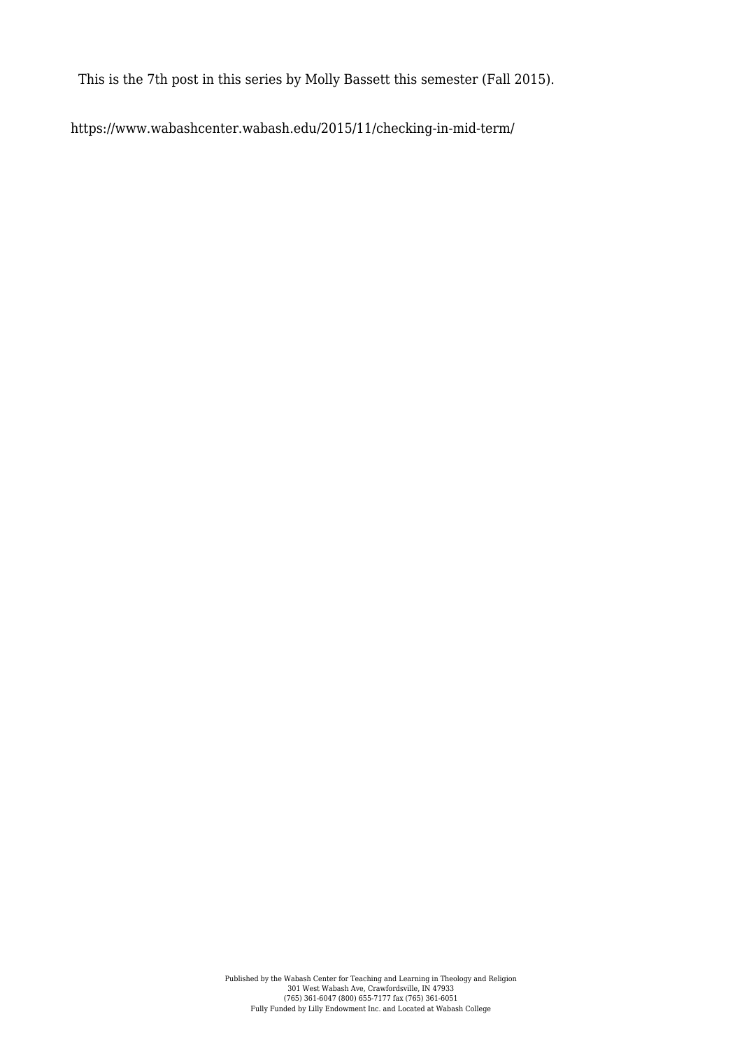This is the 7th post in this series by Molly Bassett this semester (Fall 2015).

https://www.wabashcenter.wabash.edu/2015/11/checking-in-mid-term/